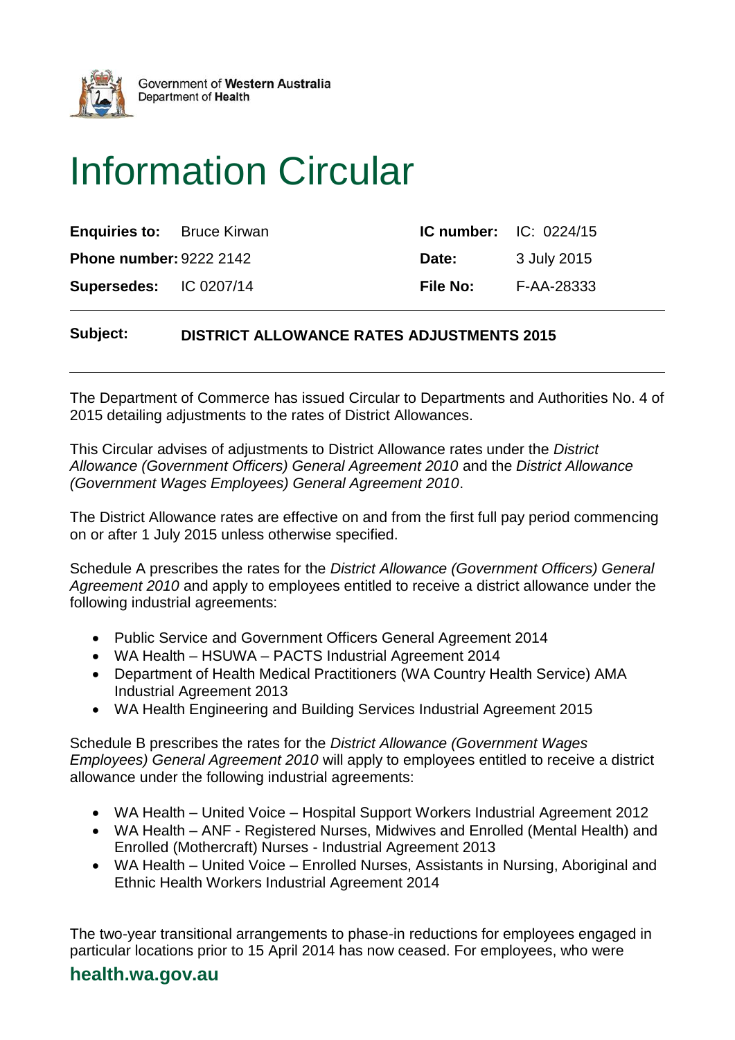Government of **Western Australia**
Department of **Health**

# Information Circular

| | | | |
|---|---|---|---|
| **Enquiries to:** | Bruce Kirwan | **IC number:** | IC: 0224/15 |
| **Phone number:** | 9222 2142 | **Date:** | 3 July 2015 |
| **Supersedes:** | IC 0207/14 | **File No:** | F-AA-28333 |

**Subject:** **DISTRICT ALLOWANCE RATES ADJUSTMENTS 2015**

The Department of Commerce has issued Circular to Departments and Authorities No. 4 of 2015 detailing adjustments to the rates of District Allowances.

This Circular advises of adjustments to District Allowance rates under the *District Allowance (Government Officers) General Agreement 2010* and the *District Allowance (Government Wages Employees) General Agreement 2010*.

The District Allowance rates are effective on and from the first full pay period commencing on or after 1 July 2015 unless otherwise specified.

Schedule A prescribes the rates for the *District Allowance (Government Officers) General Agreement 2010* and apply to employees entitled to receive a district allowance under the following industrial agreements:

- Public Service and Government Officers General Agreement 2014
- WA Health – HSUWA – PACTS Industrial Agreement 2014
- Department of Health Medical Practitioners (WA Country Health Service) AMA Industrial Agreement 2013
- WA Health Engineering and Building Services Industrial Agreement 2015

Schedule B prescribes the rates for the *District Allowance (Government Wages Employees) General Agreement 2010* will apply to employees entitled to receive a district allowance under the following industrial agreements:

- WA Health – United Voice – Hospital Support Workers Industrial Agreement 2012
- WA Health – ANF - Registered Nurses, Midwives and Enrolled (Mental Health) and Enrolled (Mothercraft) Nurses - Industrial Agreement 2013
- WA Health – United Voice – Enrolled Nurses, Assistants in Nursing, Aboriginal and Ethnic Health Workers Industrial Agreement 2014

The two-year transitional arrangements to phase-in reductions for employees engaged in particular locations prior to 15 April 2014 has now ceased. For employees, who were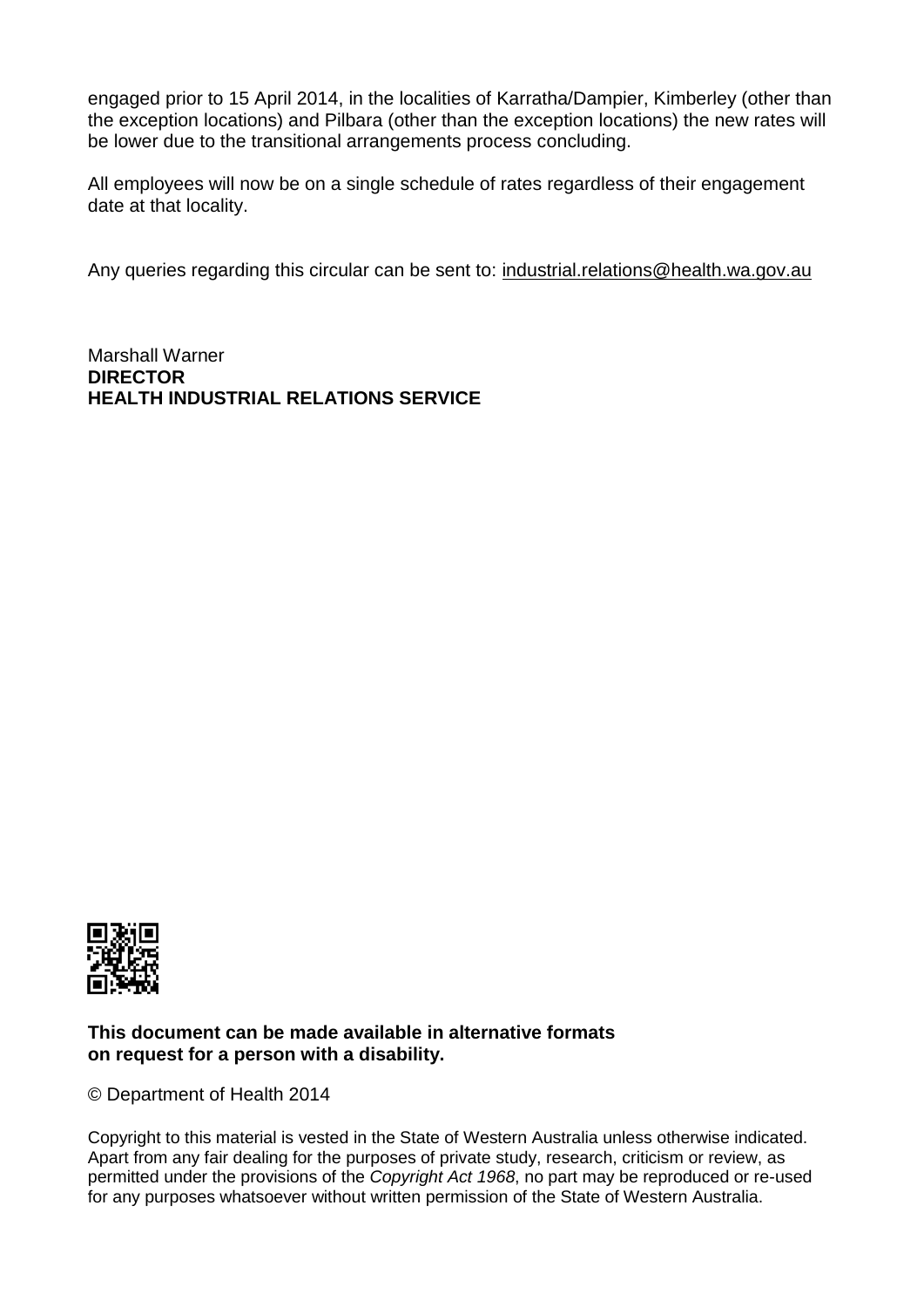engaged prior to 15 April 2014, in the localities of Karratha/Dampier, Kimberley (other than the exception locations) and Pilbara (other than the exception locations) the new rates will be lower due to the transitional arrangements process concluding.

All employees will now be on a single schedule of rates regardless of their engagement date at that locality.

Any queries regarding this circular can be sent to: industrial.relations@health.wa.gov.au

Marshall Warner
**DIRECTOR**
**HEALTH INDUSTRIAL RELATIONS SERVICE**

**This document can be made available in alternative formats on request for a person with a disability.**

© Department of Health 2014

Copyright to this material is vested in the State of Western Australia unless otherwise indicated. Apart from any fair dealing for the purposes of private study, research, criticism or review, as permitted under the provisions of the *Copyright Act 1968*, no part may be reproduced or re-used for any purposes whatsoever without written permission of the State of Western Australia.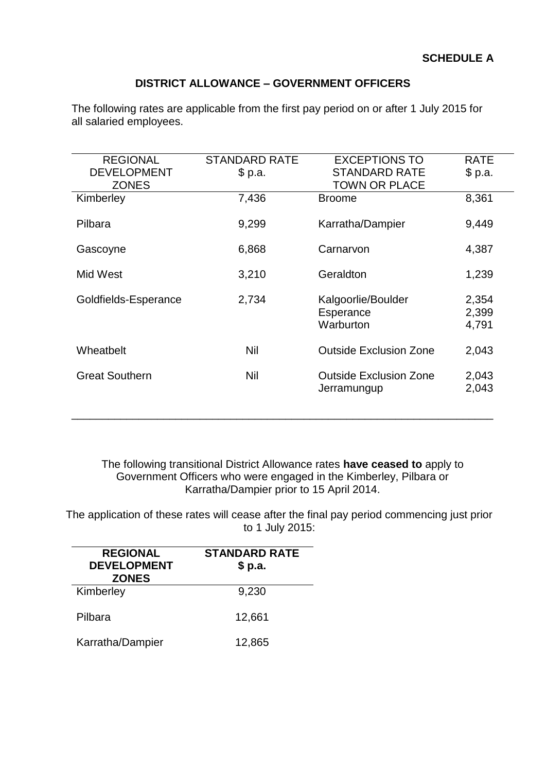**SCHEDULE A**

## DISTRICT ALLOWANCE – GOVERNMENT OFFICERS

The following rates are applicable from the first pay period on or after 1 July 2015 for all salaried employees.

| REGIONAL DEVELOPMENT ZONES | STANDARD RATE $ p.a. | EXCEPTIONS TO STANDARD RATE TOWN OR PLACE | RATE $ p.a. |
|---|---|---|---|
| Kimberley | 7,436 | Broome | 8,361 |
| Pilbara | 9,299 | Karratha/Dampier | 9,449 |
| Gascoyne | 6,868 | Carnarvon | 4,387 |
| Mid West | 3,210 | Geraldton | 1,239 |
| Goldfields-Esperance | 2,734 | Kalgoorlie/Boulder | 2,354 |
| | | Esperance | 2,399 |
| | | Warburton | 4,791 |
| Wheatbelt | Nil | Outside Exclusion Zone | 2,043 |
| Great Southern | Nil | Outside Exclusion Zone | 2,043 |
| | | Jerramungup | 2,043 |

The following transitional District Allowance rates **have ceased to** apply to Government Officers who were engaged in the Kimberley, Pilbara or Karratha/Dampier prior to 15 April 2014.

The application of these rates will cease after the final pay period commencing just prior to 1 July 2015:

| **REGIONAL DEVELOPMENT ZONES** | **STANDARD RATE $ p.a.** |
|---|---|
| Kimberley | 9,230 |
| Pilbara | 12,661 |
| Karratha/Dampier | 12,865 |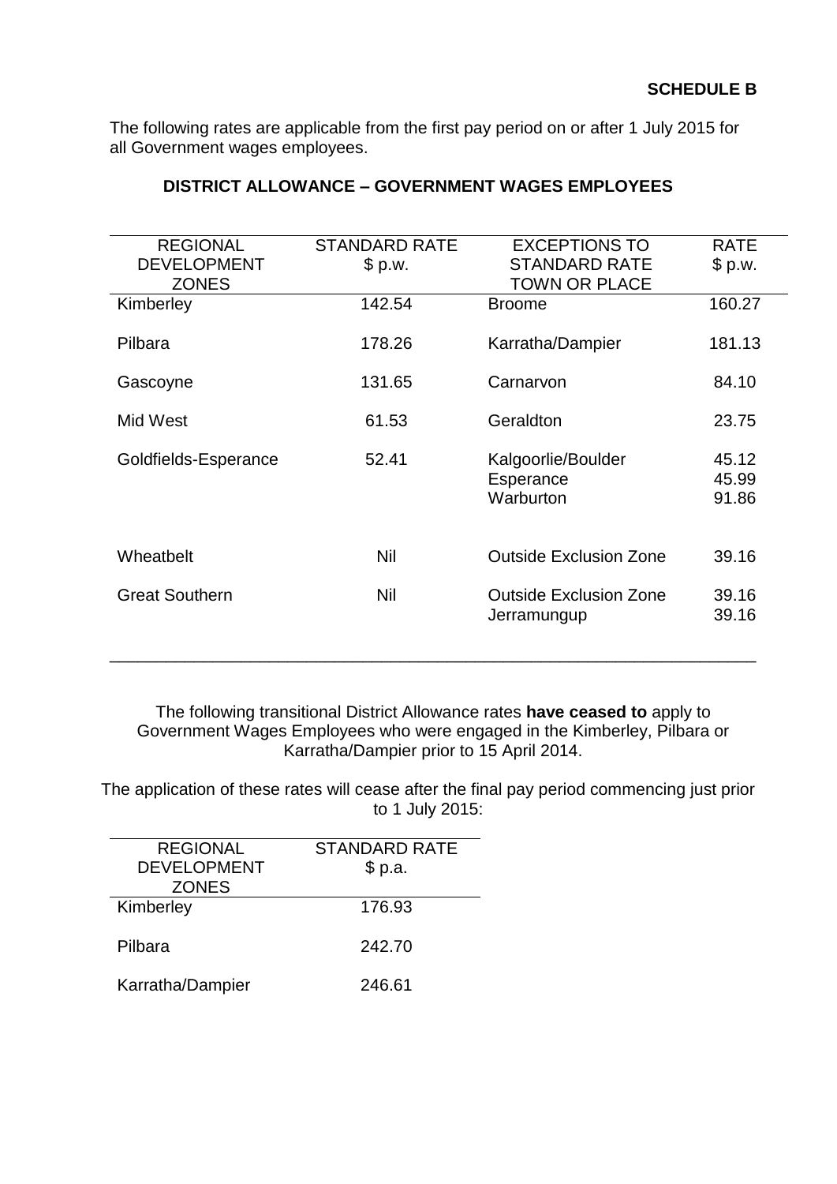**SCHEDULE B**

The following rates are applicable from the first pay period on or after 1 July 2015 for all Government wages employees.

## DISTRICT ALLOWANCE – GOVERNMENT WAGES EMPLOYEES

| REGIONAL DEVELOPMENT ZONES | STANDARD RATE $ p.w. | EXCEPTIONS TO STANDARD RATE TOWN OR PLACE | RATE $ p.w. |
|---|---|---|---|
| Kimberley | 142.54 | Broome | 160.27 |
| Pilbara | 178.26 | Karratha/Dampier | 181.13 |
| Gascoyne | 131.65 | Carnarvon | 84.10 |
| Mid West | 61.53 | Geraldton | 23.75 |
| Goldfields-Esperance | 52.41 | Kalgoorlie/Boulder | 45.12 |
| | | Esperance | 45.99 |
| | | Warburton | 91.86 |
| Wheatbelt | Nil | Outside Exclusion Zone | 39.16 |
| Great Southern | Nil | Outside Exclusion Zone | 39.16 |
| | | Jerramungup | 39.16 |

The following transitional District Allowance rates **have ceased to** apply to Government Wages Employees who were engaged in the Kimberley, Pilbara or Karratha/Dampier prior to 15 April 2014.

The application of these rates will cease after the final pay period commencing just prior to 1 July 2015:

| REGIONAL DEVELOPMENT ZONES | STANDARD RATE $ p.a. |
|---|---|
| Kimberley | 176.93 |
| Pilbara | 242.70 |
| Karratha/Dampier | 246.61 |